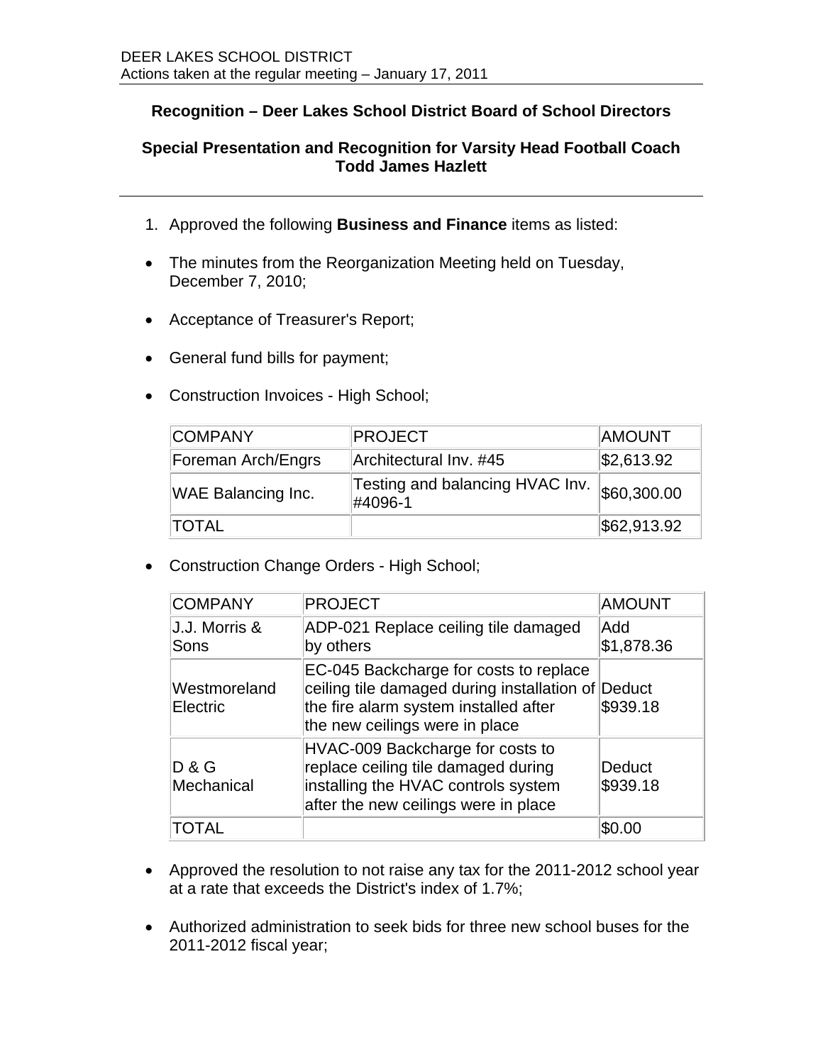DEER LAKES SCHOOL DISTRICT
Actions taken at the regular meeting – January 17, 2011

## Recognition – Deer Lakes School District Board of School Directors

## Special Presentation and Recognition for Varsity Head Football Coach Todd James Hazlett

1. Approved the following **Business and Finance** items as listed:

- The minutes from the Reorganization Meeting held on Tuesday, December 7, 2010;
- Acceptance of Treasurer's Report;
- General fund bills for payment;
- Construction Invoices - High School;

| COMPANY | PROJECT | AMOUNT |
|---|---|---|
| Foreman Arch/Engrs | Architectural Inv. #45 | $2,613.92 |
| WAE Balancing Inc. | Testing and balancing HVAC Inv. #4096-1 | $60,300.00 |
| TOTAL | | $62,913.92 |

- Construction Change Orders - High School;

| COMPANY | PROJECT | AMOUNT |
|---|---|---|
| J.J. Morris & Sons | ADP-021 Replace ceiling tile damaged by others | Add $1,878.36 |
| Westmoreland Electric | EC-045 Backcharge for costs to replace ceiling tile damaged during installation of the fire alarm system installed after the new ceilings were in place | Deduct $939.18 |
| D & G Mechanical | HVAC-009 Backcharge for costs to replace ceiling tile damaged during installing the HVAC controls system after the new ceilings were in place | Deduct $939.18 |
| TOTAL | | $0.00 |

- Approved the resolution to not raise any tax for the 2011-2012 school year at a rate that exceeds the District's index of 1.7%;
- Authorized administration to seek bids for three new school buses for the 2011-2012 fiscal year;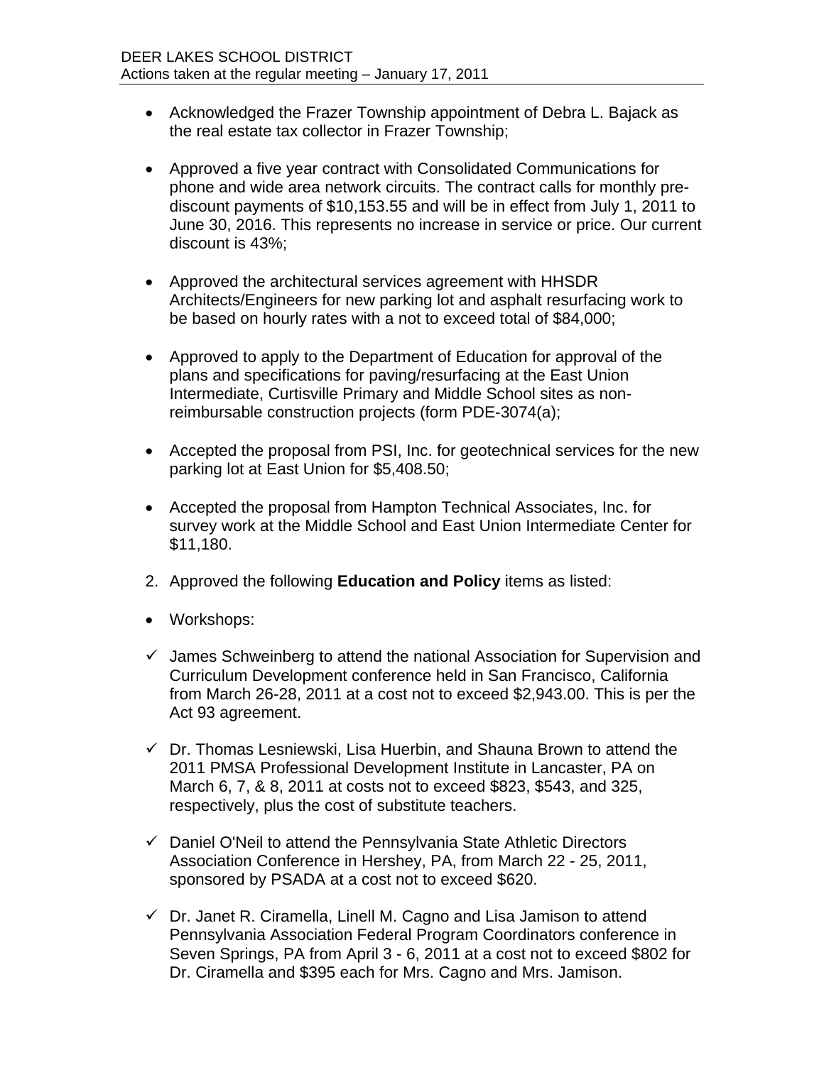- Acknowledged the Frazer Township appointment of Debra L. Bajack as the real estate tax collector in Frazer Township;

- Approved a five year contract with Consolidated Communications for phone and wide area network circuits. The contract calls for monthly pre-discount payments of $10,153.55 and will be in effect from July 1, 2011 to June 30, 2016. This represents no increase in service or price. Our current discount is 43%;

- Approved the architectural services agreement with HHSDR Architects/Engineers for new parking lot and asphalt resurfacing work to be based on hourly rates with a not to exceed total of $84,000;

- Approved to apply to the Department of Education for approval of the plans and specifications for paving/resurfacing at the East Union Intermediate, Curtisville Primary and Middle School sites as non-reimbursable construction projects (form PDE-3074(a);

- Accepted the proposal from PSI, Inc. for geotechnical services for the new parking lot at East Union for $5,408.50;

- Accepted the proposal from Hampton Technical Associates, Inc. for survey work at the Middle School and East Union Intermediate Center for $11,180.

2. Approved the following **Education and Policy** items as listed:

- Workshops:

- ✓ James Schweinberg to attend the national Association for Supervision and Curriculum Development conference held in San Francisco, California from March 26-28, 2011 at a cost not to exceed $2,943.00. This is per the Act 93 agreement.

- ✓ Dr. Thomas Lesniewski, Lisa Huerbin, and Shauna Brown to attend the 2011 PMSA Professional Development Institute in Lancaster, PA on March 6, 7, & 8, 2011 at costs not to exceed $823, $543, and 325, respectively, plus the cost of substitute teachers.

- ✓ Daniel O'Neil to attend the Pennsylvania State Athletic Directors Association Conference in Hershey, PA, from March 22 - 25, 2011, sponsored by PSADA at a cost not to exceed $620.

- ✓ Dr. Janet R. Ciramella, Linell M. Cagno and Lisa Jamison to attend Pennsylvania Association Federal Program Coordinators conference in Seven Springs, PA from April 3 - 6, 2011 at a cost not to exceed $802 for Dr. Ciramella and $395 each for Mrs. Cagno and Mrs. Jamison.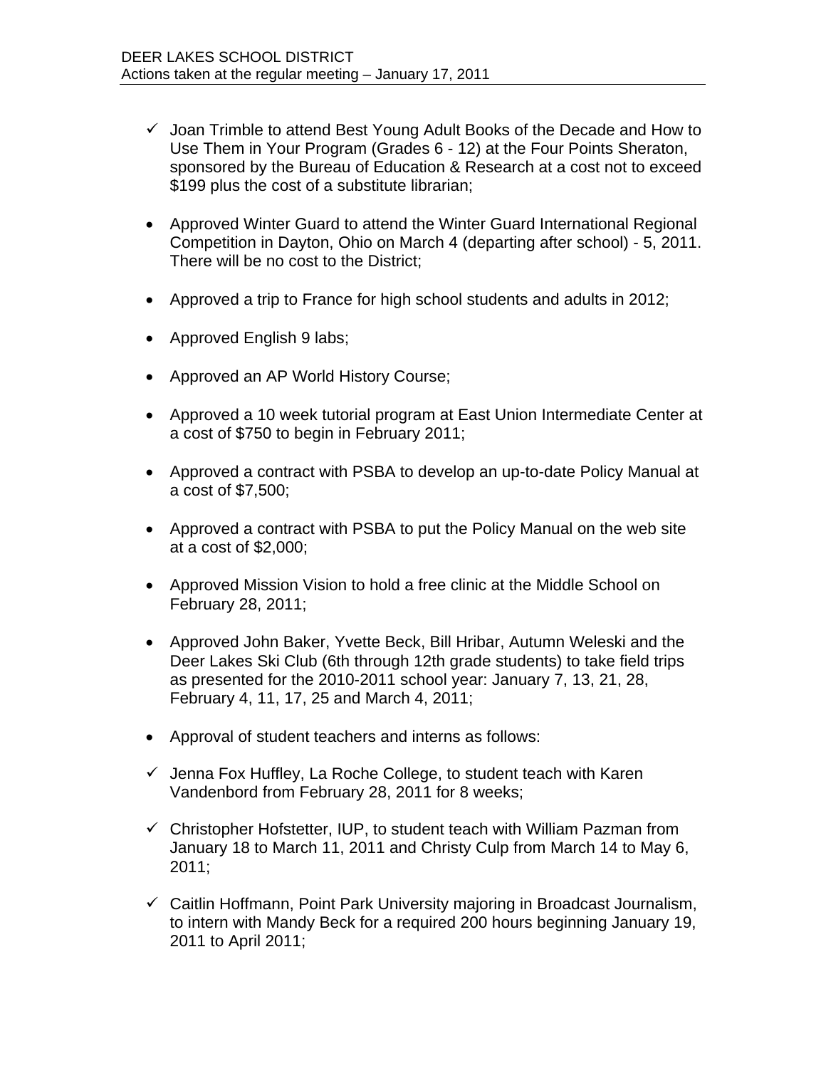- ✓ Joan Trimble to attend Best Young Adult Books of the Decade and How to Use Them in Your Program (Grades 6 - 12) at the Four Points Sheraton, sponsored by the Bureau of Education & Research at a cost not to exceed $199 plus the cost of a substitute librarian;

- Approved Winter Guard to attend the Winter Guard International Regional Competition in Dayton, Ohio on March 4 (departing after school) - 5, 2011. There will be no cost to the District;

- Approved a trip to France for high school students and adults in 2012;

- Approved English 9 labs;

- Approved an AP World History Course;

- Approved a 10 week tutorial program at East Union Intermediate Center at a cost of $750 to begin in February 2011;

- Approved a contract with PSBA to develop an up-to-date Policy Manual at a cost of $7,500;

- Approved a contract with PSBA to put the Policy Manual on the web site at a cost of $2,000;

- Approved Mission Vision to hold a free clinic at the Middle School on February 28, 2011;

- Approved John Baker, Yvette Beck, Bill Hribar, Autumn Weleski and the Deer Lakes Ski Club (6th through 12th grade students) to take field trips as presented for the 2010-2011 school year: January 7, 13, 21, 28, February 4, 11, 17, 25 and March 4, 2011;

- Approval of student teachers and interns as follows:

- ✓ Jenna Fox Huffley, La Roche College, to student teach with Karen Vandenbord from February 28, 2011 for 8 weeks;

- ✓ Christopher Hofstetter, IUP, to student teach with William Pazman from January 18 to March 11, 2011 and Christy Culp from March 14 to May 6, 2011;

- ✓ Caitlin Hoffmann, Point Park University majoring in Broadcast Journalism, to intern with Mandy Beck for a required 200 hours beginning January 19, 2011 to April 2011;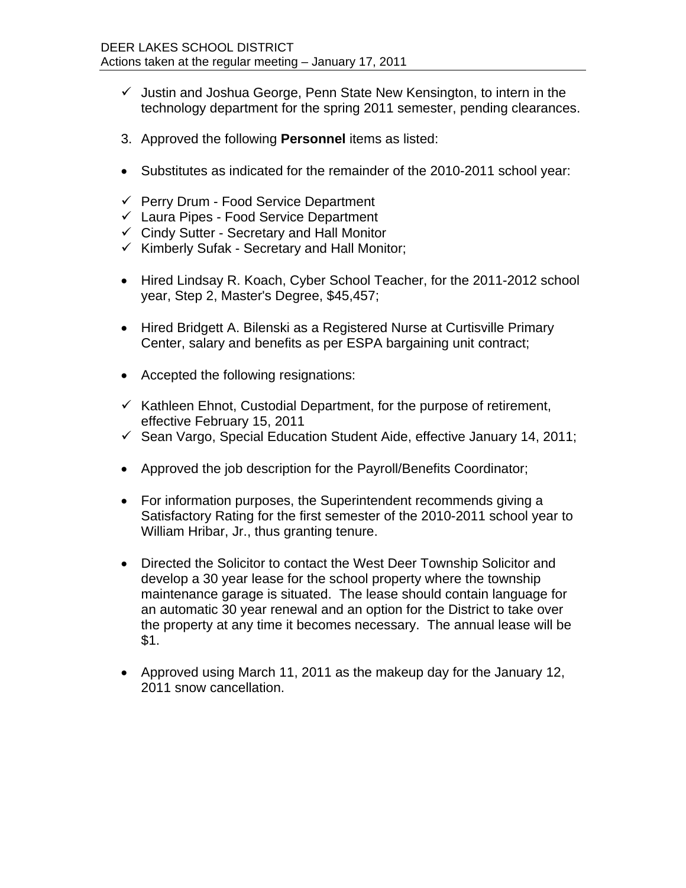- ✓ Justin and Joshua George, Penn State New Kensington, to intern in the technology department for the spring 2011 semester, pending clearances.

3. Approved the following **Personnel** items as listed:

- Substitutes as indicated for the remainder of the 2010-2011 school year:

- ✓ Perry Drum - Food Service Department
- ✓ Laura Pipes - Food Service Department
- ✓ Cindy Sutter - Secretary and Hall Monitor
- ✓ Kimberly Sufak - Secretary and Hall Monitor;

- Hired Lindsay R. Koach, Cyber School Teacher, for the 2011-2012 school year, Step 2, Master's Degree, $45,457;

- Hired Bridgett A. Bilenski as a Registered Nurse at Curtisville Primary Center, salary and benefits as per ESPA bargaining unit contract;

- Accepted the following resignations:

- ✓ Kathleen Ehnot, Custodial Department, for the purpose of retirement, effective February 15, 2011
- ✓ Sean Vargo, Special Education Student Aide, effective January 14, 2011;

- Approved the job description for the Payroll/Benefits Coordinator;

- For information purposes, the Superintendent recommends giving a Satisfactory Rating for the first semester of the 2010-2011 school year to William Hribar, Jr., thus granting tenure.

- Directed the Solicitor to contact the West Deer Township Solicitor and develop a 30 year lease for the school property where the township maintenance garage is situated. The lease should contain language for an automatic 30 year renewal and an option for the District to take over the property at any time it becomes necessary. The annual lease will be $1.

- Approved using March 11, 2011 as the makeup day for the January 12, 2011 snow cancellation.